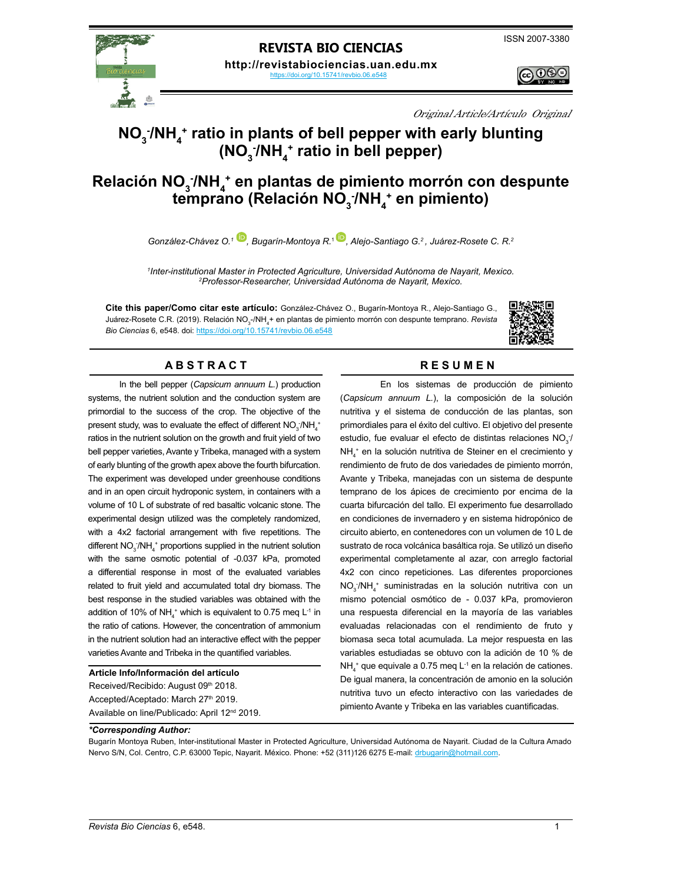# REVISTA BIO CIENCIAS

ISSN 2007-3380

**http://revistabiociencias.uan.edu.mx**

https://doi.org/10.15741/revbio.06.e548

*Original Article/Artículo Original*

# $NO_3^-/NH_4^+$ ratio in plants of bell pepper with early blunting ($NO_3^-/NH_4^+$ ratio in bell pepper)

# Relación $NO_3^-/NH_4^+$ en plantas de pimiento morrón con despunte temprano (Relación $NO_3^-/NH_4^+$ en pimiento)

*González-Chávez O.[1], Bugarín-Montoya R.[1], Alejo-Santiago G.[2], Juárez-Rosete C. R.[2]*

[1]*Inter-institutional Master in Protected Agriculture, Universidad Autónoma de Nayarit, Mexico.*
[2]*Professor-Researcher, Universidad Autónoma de Nayarit, Mexico.*

**Cite this paper/Como citar este artículo:** González-Chávez O., Bugarín-Montoya R., Alejo-Santiago G., Juárez-Rosete C.R. (2019). Relación $NO_3^-/NH_4^+$ en plantas de pimiento morrón con despunte temprano. *Revista Bio Ciencias* 6, e548. doi: https://doi.org/10.15741/revbio.06.e548

## ABSTRACT

In the bell pepper (*Capsicum annuum L.*) production systems, the nutrient solution and the conduction system are primordial to the success of the crop. The objective of the present study, was to evaluate the effect of different $NO_3^-/NH_4^+$ ratios in the nutrient solution on the growth and fruit yield of two bell pepper varieties, Avante y Tribeka, managed with a system of early blunting of the growth apex above the fourth bifurcation. The experiment was developed under greenhouse conditions and in an open circuit hydroponic system, in containers with a volume of 10 L of substrate of red basaltic volcanic stone. The experimental design utilized was the completely randomized, with a 4x2 factorial arrangement with five repetitions. The different $NO_3^-/NH_4^+$ proportions supplied in the nutrient solution with the same osmotic potential of -0.037 kPa, promoted a differential response in most of the evaluated variables related to fruit yield and accumulated total dry biomass. The best response in the studied variables was obtained with the addition of 10% of $NH_4^+$ which is equivalent to 0.75 meq $L^{-1}$ in the ratio of cations. However, the concentration of ammonium in the nutrient solution had an interactive effect with the pepper varieties Avante and Tribeka in the quantified variables.

**Article Info/Información del artículo**

Received/Recibido: August 09th 2018.
Accepted/Aceptado: March 27th 2019.
Available on line/Publicado: April 12nd 2019.

## RESUMEN

En los sistemas de producción de pimiento (*Capsicum annuum L.*), la composición de la solución nutritiva y el sistema de conducción de las plantas, son primordiales para el éxito del cultivo. El objetivo del presente estudio, fue evaluar el efecto de distintas relaciones $NO_3^-/NH_4^+$ en la solución nutritiva de Steiner en el crecimiento y rendimiento de fruto de dos variedades de pimiento morrón, Avante y Tribeka, manejadas con un sistema de despunte temprano de los ápices de crecimiento por encima de la cuarta bifurcación del tallo. El experimento fue desarrollado en condiciones de invernadero y en sistema hidropónico de circuito abierto, en contenedores con un volumen de 10 L de sustrato de roca volcánica basáltica roja. Se utilizó un diseño experimental completamente al azar, con arreglo factorial 4x2 con cinco repeticiones. Las diferentes proporciones $NO_3^-/NH_4^+$ suministradas en la solución nutritiva con un mismo potencial osmótico de - 0.037 kPa, promovieron una respuesta diferencial en la mayoría de las variables evaluadas relacionadas con el rendimiento de fruto y biomasa seca total acumulada. La mejor respuesta en las variables estudiadas se obtuvo con la adición de 10 % de $NH_4^+$ que equivale a 0.75 meq $L^{-1}$ en la relación de cationes. De igual manera, la concentración de amonio en la solución nutritiva tuvo un efecto interactivo con las variedades de pimiento Avante y Tribeka en las variables cuantificadas.

***Corresponding Author:**

Bugarín Montoya Ruben, Inter-institutional Master in Protected Agriculture, Universidad Autónoma de Nayarit. Ciudad de la Cultura Amado Nervo S/N, Col. Centro, C.P. 63000 Tepic, Nayarit. México. Phone: +52 (311)126 6275 E-mail: drbugarin@hotmail.com.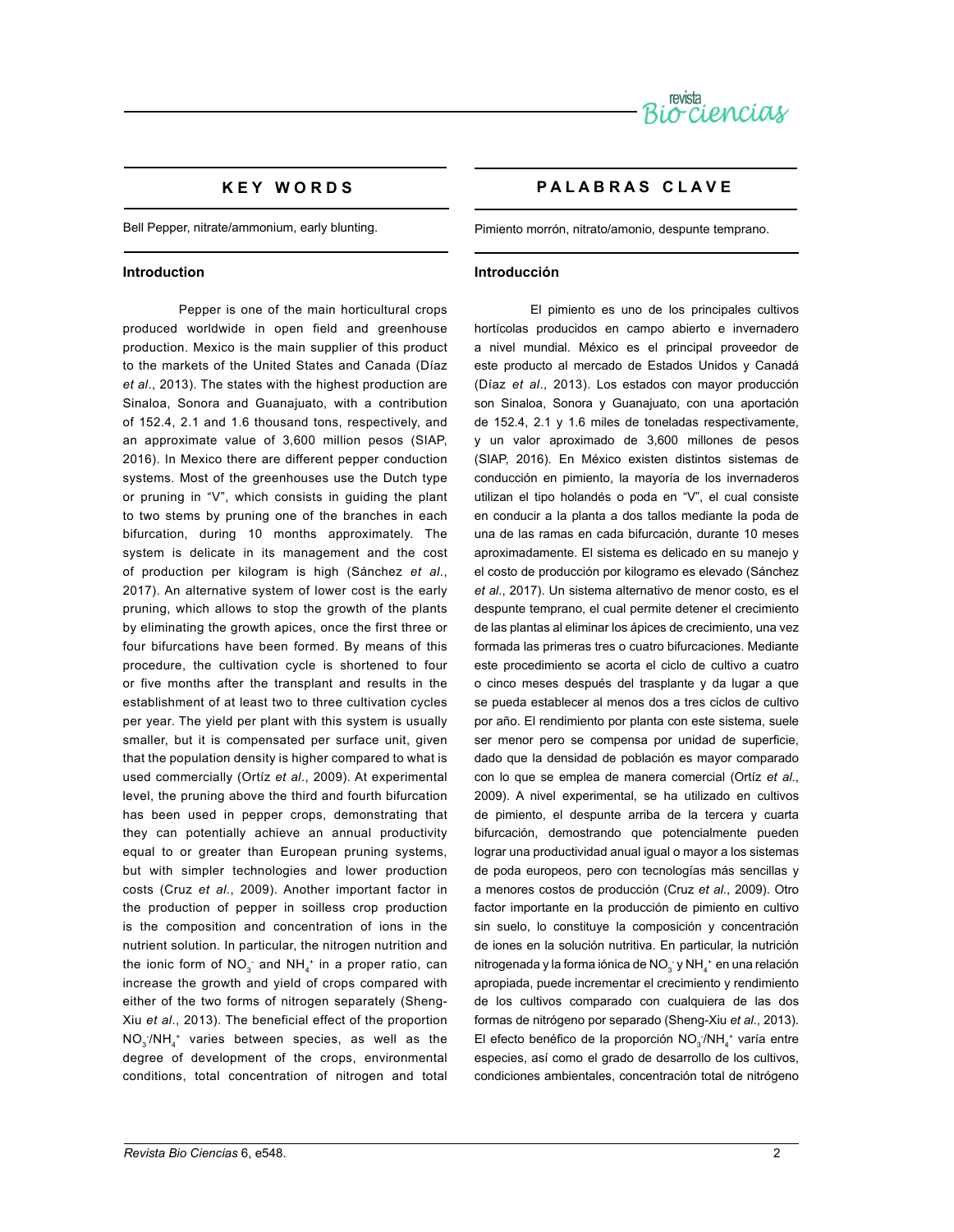## KEY WORDS

Bell Pepper, nitrate/ammonium, early blunting.

## Introduction

Pepper is one of the main horticultural crops produced worldwide in open field and greenhouse production. Mexico is the main supplier of this product to the markets of the United States and Canada (Díaz *et al*., 2013). The states with the highest production are Sinaloa, Sonora and Guanajuato, with a contribution of 152.4, 2.1 and 1.6 thousand tons, respectively, and an approximate value of 3,600 million pesos (SIAP, 2016). In Mexico there are different pepper conduction systems. Most of the greenhouses use the Dutch type or pruning in "V", which consists in guiding the plant to two stems by pruning one of the branches in each bifurcation, during 10 months approximately. The system is delicate in its management and the cost of production per kilogram is high (Sánchez *et al*., 2017). An alternative system of lower cost is the early pruning, which allows to stop the growth of the plants by eliminating the growth apices, once the first three or four bifurcations have been formed. By means of this procedure, the cultivation cycle is shortened to four or five months after the transplant and results in the establishment of at least two to three cultivation cycles per year. The yield per plant with this system is usually smaller, but it is compensated per surface unit, given that the population density is higher compared to what is used commercially (Ortíz *et al*., 2009). At experimental level, the pruning above the third and fourth bifurcation has been used in pepper crops, demonstrating that they can potentially achieve an annual productivity equal to or greater than European pruning systems, but with simpler technologies and lower production costs (Cruz *et al*., 2009). Another important factor in the production of pepper in soilless crop production is the composition and concentration of ions in the nutrient solution. In particular, the nitrogen nutrition and the ionic form of $NO_3^-$ and $NH_4^+$ in a proper ratio, can increase the growth and yield of crops compared with either of the two forms of nitrogen separately (Sheng-Xiu *et al*., 2013). The beneficial effect of the proportion $NO_3^-/NH_4^+$ varies between species, as well as the degree of development of the crops, environmental conditions, total concentration of nitrogen and total

## PALABRAS CLAVE

Pimiento morrón, nitrato/amonio, despunte temprano.

## Introducción

El pimiento es uno de los principales cultivos hortícolas producidos en campo abierto e invernadero a nivel mundial. México es el principal proveedor de este producto al mercado de Estados Unidos y Canadá (Díaz *et al*., 2013). Los estados con mayor producción son Sinaloa, Sonora y Guanajuato, con una aportación de 152.4, 2.1 y 1.6 miles de toneladas respectivamente, y un valor aproximado de 3,600 millones de pesos (SIAP, 2016). En México existen distintos sistemas de conducción en pimiento, la mayoría de los invernaderos utilizan el tipo holandés o poda en "V", el cual consiste en conducir a la planta a dos tallos mediante la poda de una de las ramas en cada bifurcación, durante 10 meses aproximadamente. El sistema es delicado en su manejo y el costo de producción por kilogramo es elevado (Sánchez *et al*., 2017). Un sistema alternativo de menor costo, es el despunte temprano, el cual permite detener el crecimiento de las plantas al eliminar los ápices de crecimiento, una vez formada las primeras tres o cuatro bifurcaciones. Mediante este procedimiento se acorta el ciclo de cultivo a cuatro o cinco meses después del trasplante y da lugar a que se pueda establecer al menos dos a tres ciclos de cultivo por año. El rendimiento por planta con este sistema, suele ser menor pero se compensa por unidad de superficie, dado que la densidad de población es mayor comparado con lo que se emplea de manera comercial (Ortíz *et al*., 2009). A nivel experimental, se ha utilizado en cultivos de pimiento, el despunte arriba de la tercera y cuarta bifurcación, demostrando que potencialmente pueden lograr una productividad anual igual o mayor a los sistemas de poda europeos, pero con tecnologías más sencillas y a menores costos de producción (Cruz *et al*., 2009). Otro factor importante en la producción de pimiento en cultivo sin suelo, lo constituye la composición y concentración de iones en la solución nutritiva. En particular, la nutrición nitrogenada y la forma iónica de $NO_3^-$ y $NH_4^+$ en una relación apropiada, puede incrementar el crecimiento y rendimiento de los cultivos comparado con cualquiera de las dos formas de nitrógeno por separado (Sheng-Xiu *et al*., 2013). El efecto benéfico de la proporción $NO_3^-/NH_4^+$ varía entre especies, así como el grado de desarrollo de los cultivos, condiciones ambientales, concentración total de nitrógeno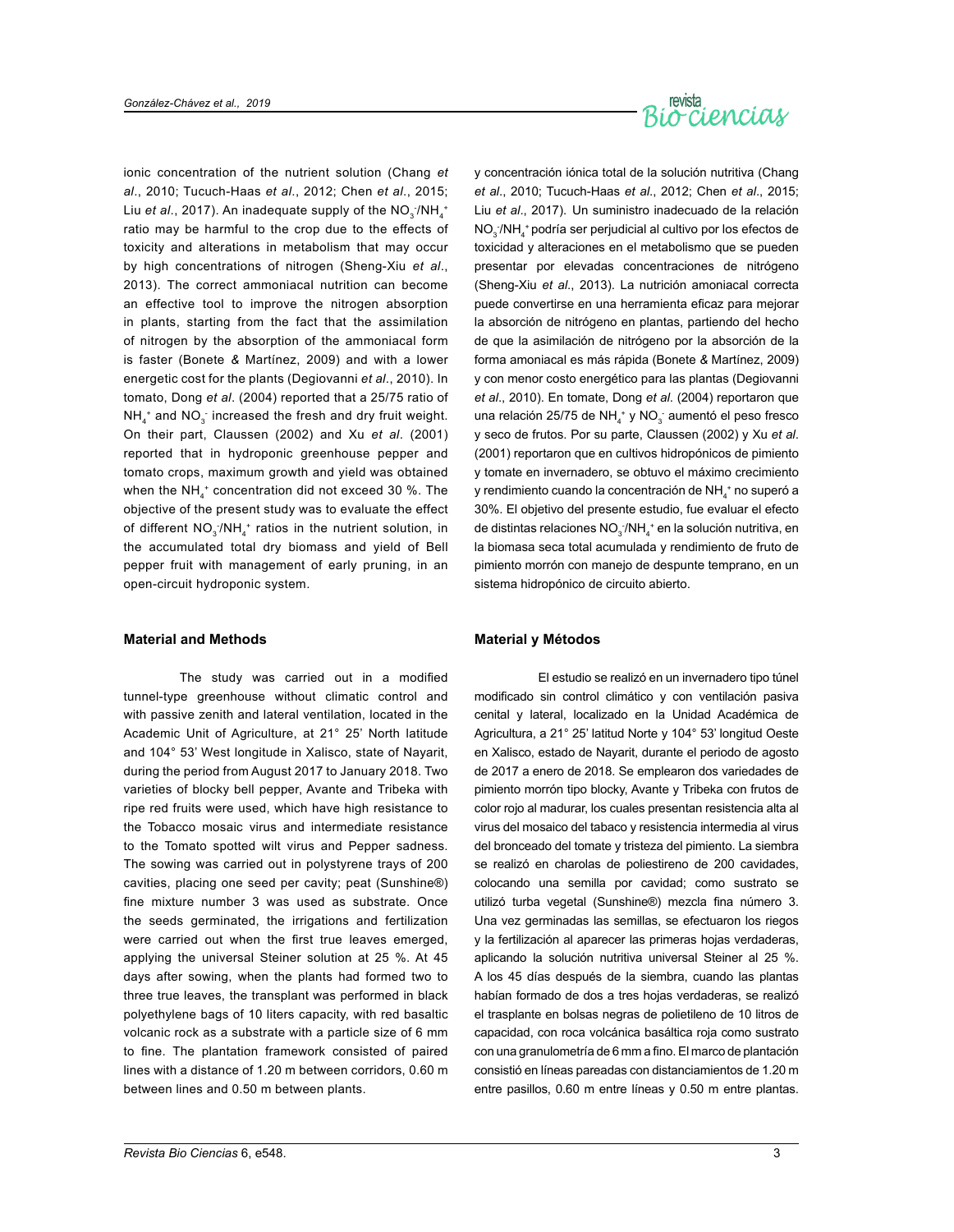ionic concentration of the nutrient solution (Chang *et al*., 2010; Tucuch-Haas *et al*., 2012; Chen *et al*., 2015; Liu *et al*., 2017). An inadequate supply of the $NO_3^-/NH_4^+$ ratio may be harmful to the crop due to the effects of toxicity and alterations in metabolism that may occur by high concentrations of nitrogen (Sheng-Xiu *et al*., 2013). The correct ammoniacal nutrition can become an effective tool to improve the nitrogen absorption in plants, starting from the fact that the assimilation of nitrogen by the absorption of the ammoniacal form is faster (Bonete & Martínez, 2009) and with a lower energetic cost for the plants (Degiovanni *et al*., 2010). In tomato, Dong *et al*. (2004) reported that a 25/75 ratio of $NH_4^+$ and $NO_3^-$ increased the fresh and dry fruit weight. On their part, Claussen (2002) and Xu *et al*. (2001) reported that in hydroponic greenhouse pepper and tomato crops, maximum growth and yield was obtained when the $NH_4^+$ concentration did not exceed 30 %. The objective of the present study was to evaluate the effect of different $NO_3^-/NH_4^+$ ratios in the nutrient solution, in the accumulated total dry biomass and yield of Bell pepper fruit with management of early pruning, in an open-circuit hydroponic system.

## Material and Methods

The study was carried out in a modified tunnel-type greenhouse without climatic control and with passive zenith and lateral ventilation, located in the Academic Unit of Agriculture, at 21° 25' North latitude and 104° 53' West longitude in Xalisco, state of Nayarit, during the period from August 2017 to January 2018. Two varieties of blocky bell pepper, Avante and Tribeka with ripe red fruits were used, which have high resistance to the Tobacco mosaic virus and intermediate resistance to the Tomato spotted wilt virus and Pepper sadness. The sowing was carried out in polystyrene trays of 200 cavities, placing one seed per cavity; peat (Sunshine®) fine mixture number 3 was used as substrate. Once the seeds germinated, the irrigations and fertilization were carried out when the first true leaves emerged, applying the universal Steiner solution at 25 %. At 45 days after sowing, when the plants had formed two to three true leaves, the transplant was performed in black polyethylene bags of 10 liters capacity, with red basaltic volcanic rock as a substrate with a particle size of 6 mm to fine. The plantation framework consisted of paired lines with a distance of 1.20 m between corridors, 0.60 m between lines and 0.50 m between plants.

y concentración iónica total de la solución nutritiva (Chang *et al*., 2010; Tucuch-Haas *et al*., 2012; Chen *et al*., 2015; Liu *et al*., 2017). Un suministro inadecuado de la relación $NO_3^-/NH_4^+$ podría ser perjudicial al cultivo por los efectos de toxicidad y alteraciones en el metabolismo que se pueden presentar por elevadas concentraciones de nitrógeno (Sheng-Xiu *et al*., 2013). La nutrición amoniacal correcta puede convertirse en una herramienta eficaz para mejorar la absorción de nitrógeno en plantas, partiendo del hecho de que la asimilación de nitrógeno por la absorción de la forma amoniacal es más rápida (Bonete & Martínez, 2009) y con menor costo energético para las plantas (Degiovanni *et al*., 2010). En tomate, Dong *et al*. (2004) reportaron que una relación 25/75 de $NH_4^+$ y $NO_3^-$ aumentó el peso fresco y seco de frutos. Por su parte, Claussen (2002) y Xu *et al*. (2001) reportaron que en cultivos hidropónicos de pimiento y tomate en invernadero, se obtuvo el máximo crecimiento y rendimiento cuando la concentración de $NH_4^+$ no superó a 30%. El objetivo del presente estudio, fue evaluar el efecto de distintas relaciones $NO_3^-/NH_4^+$ en la solución nutritiva, en la biomasa seca total acumulada y rendimiento de fruto de pimiento morrón con manejo de despunte temprano, en un sistema hidropónico de circuito abierto.

## Material y Métodos

El estudio se realizó en un invernadero tipo túnel modificado sin control climático y con ventilación pasiva cenital y lateral, localizado en la Unidad Académica de Agricultura, a 21° 25' latitud Norte y 104° 53' longitud Oeste en Xalisco, estado de Nayarit, durante el periodo de agosto de 2017 a enero de 2018. Se emplearon dos variedades de pimiento morrón tipo blocky, Avante y Tribeka con frutos de color rojo al madurar, los cuales presentan resistencia alta al virus del mosaico del tabaco y resistencia intermedia al virus del bronceado del tomate y tristeza del pimiento. La siembra se realizó en charolas de poliestireno de 200 cavidades, colocando una semilla por cavidad; como sustrato se utilizó turba vegetal (Sunshine®) mezcla fina número 3. Una vez germinadas las semillas, se efectuaron los riegos y la fertilización al aparecer las primeras hojas verdaderas, aplicando la solución nutritiva universal Steiner al 25 %. A los 45 días después de la siembra, cuando las plantas habían formado de dos a tres hojas verdaderas, se realizó el trasplante en bolsas negras de polietileno de 10 litros de capacidad, con roca volcánica basáltica roja como sustrato con una granulometría de 6 mm a fino. El marco de plantación consistió en líneas pareadas con distanciamientos de 1.20 m entre pasillos, 0.60 m entre líneas y 0.50 m entre plantas.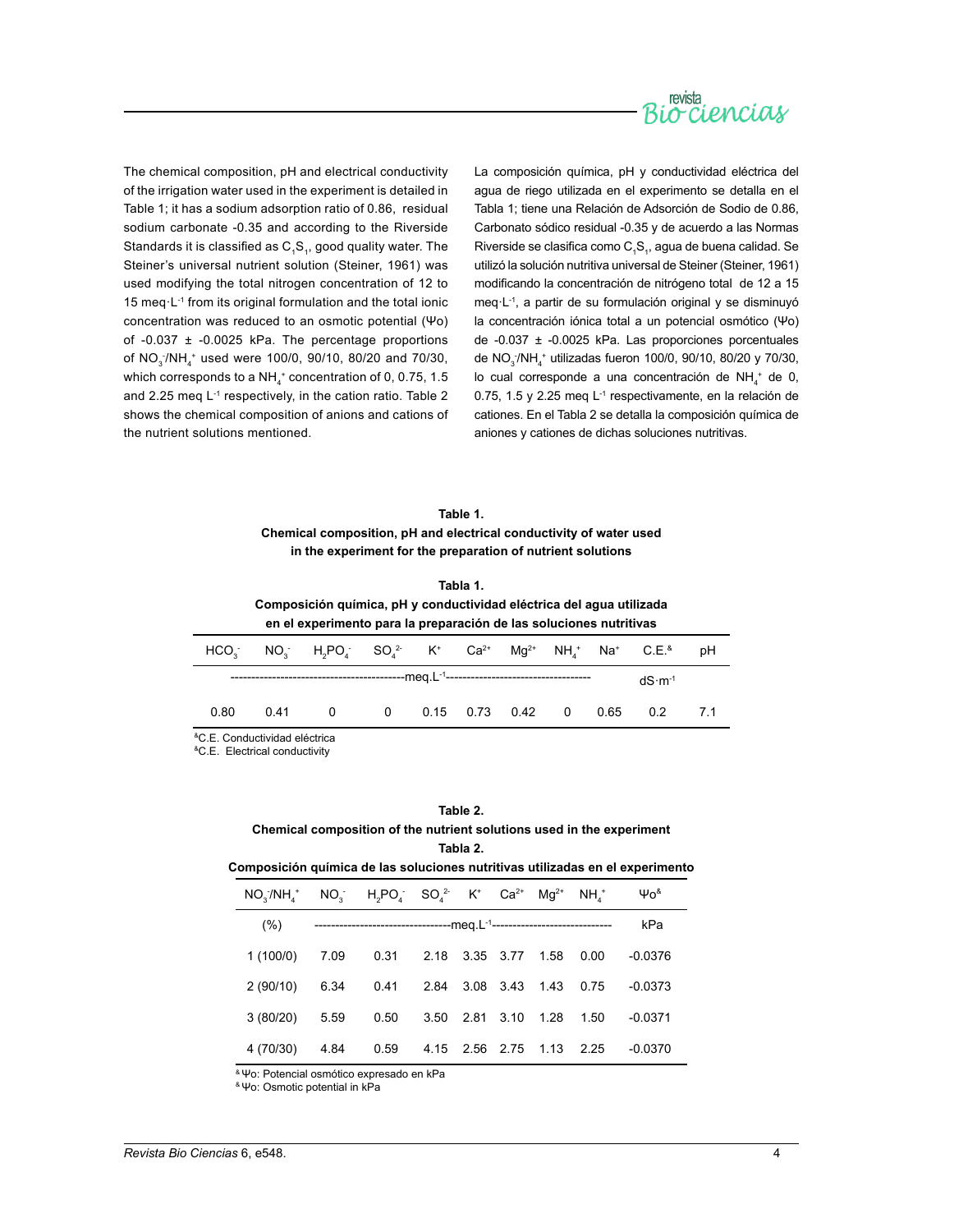The chemical composition, pH and electrical conductivity of the irrigation water used in the experiment is detailed in Table 1; it has a sodium adsorption ratio of 0.86, residual sodium carbonate -0.35 and according to the Riverside Standards it is classified as $C_1S_1$, good quality water. The Steiner's universal nutrient solution (Steiner, 1961) was used modifying the total nitrogen concentration of 12 to 15 meq·L$^{-1}$ from its original formulation and the total ionic concentration was reduced to an osmotic potential (Ψo) of -0.037 ± -0.0025 kPa. The percentage proportions of $NO_3^-/NH_4^+$ used were 100/0, 90/10, 80/20 and 70/30, which corresponds to a $NH_4^+$ concentration of 0, 0.75, 1.5 and 2.25 meq L$^{-1}$ respectively, in the cation ratio. Table 2 shows the chemical composition of anions and cations of the nutrient solutions mentioned.

La composición química, pH y conductividad eléctrica del agua de riego utilizada en el experimento se detalla en el Tabla 1; tiene una Relación de Adsorción de Sodio de 0.86, Carbonato sódico residual -0.35 y de acuerdo a las Normas Riverside se clasifica como $C_1S_1$, agua de buena calidad. Se utilizó la solución nutritiva universal de Steiner (Steiner, 1961) modificando la concentración de nitrógeno total de 12 a 15 meq·L$^{-1}$, a partir de su formulación original y se disminuyó la concentración iónica total a un potencial osmótico (Ψo) de -0.037 ± -0.0025 kPa. Las proporciones porcentuales de $NO_3^-/NH_4^+$ utilizadas fueron 100/0, 90/10, 80/20 y 70/30, lo cual corresponde a una concentración de $NH_4^+$ de 0, 0.75, 1.5 y 2.25 meq L$^{-1}$ respectivamente, en la relación de cationes. En el Tabla 2 se detalla la composición química de aniones y cationes de dichas soluciones nutritivas.

**Table 1.**
**Chemical composition, pH and electrical conductivity of water used in the experiment for the preparation of nutrient solutions**

**Tabla 1.**
**Composición química, pH y conductividad eléctrica del agua utilizada en el experimento para la preparación de las soluciones nutritivas**

| $HCO_3^-$ | $NO_3^-$ | $H_2PO_4^-$ | $SO_4^{2-}$ | $K^+$ | $Ca^{2+}$ | $Mg^{2+}$ | $NH_4^+$ | $Na^+$ | C.E.[&] | pH |
|---|---|---|---|---|---|---|---|---|---|---|
| meq.L$^{-1}$ | | | | | | | | | dS·m$^{-1}$ | |
| 0.80 | 0.41 | 0 | 0 | 0.15 | 0.73 | 0.42 | 0 | 0.65 | 0.2 | 7.1 |

[&]C.E. Conductividad eléctrica
[&]C.E. Electrical conductivity

**Table 2.**
**Chemical composition of the nutrient solutions used in the experiment**
**Tabla 2.**
**Composición química de las soluciones nutritivas utilizadas en el experimento**

| $NO_3^-/NH_4^+$ | $NO_3^-$ | $H_2PO_4^-$ | $SO_4^{2-}$ | $K^+$ | $Ca^{2+}$ | $Mg^{2+}$ | $NH_4^+$ | Ψo[&] |
|---|---|---|---|---|---|---|---|---|
| (%) | meq.L$^{-1}$ | | | | | | | kPa |
| 1 (100/0) | 7.09 | 0.31 | 2.18 | 3.35 | 3.77 | 1.58 | 0.00 | -0.0376 |
| 2 (90/10) | 6.34 | 0.41 | 2.84 | 3.08 | 3.43 | 1.43 | 0.75 | -0.0373 |
| 3 (80/20) | 5.59 | 0.50 | 3.50 | 2.81 | 3.10 | 1.28 | 1.50 | -0.0371 |
| 4 (70/30) | 4.84 | 0.59 | 4.15 | 2.56 | 2.75 | 1.13 | 2.25 | -0.0370 |

[&] Ψo: Potencial osmótico expresado en kPa
[&] Ψo: Osmotic potential in kPa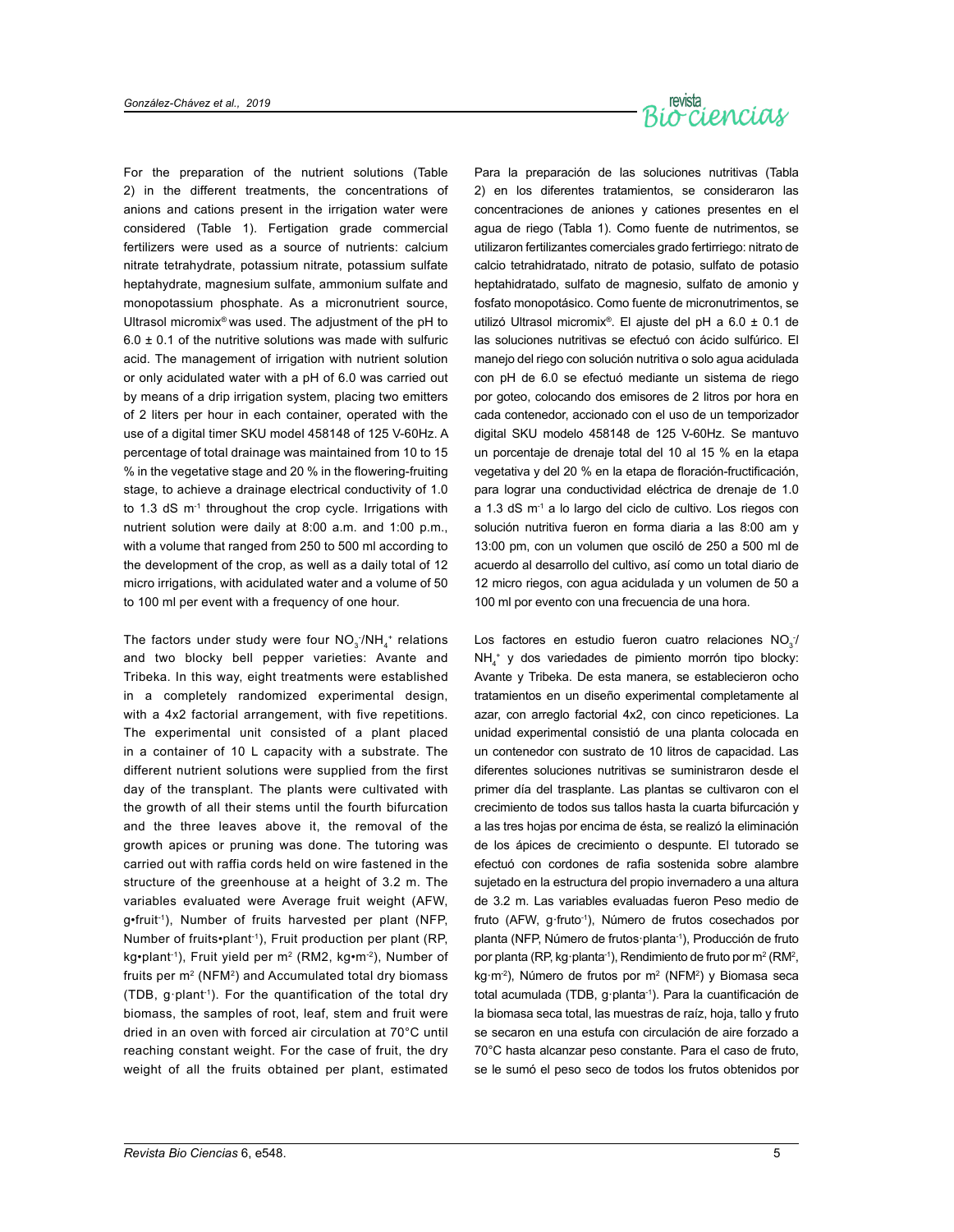For the preparation of the nutrient solutions (Table 2) in the different treatments, the concentrations of anions and cations present in the irrigation water were considered (Table 1). Fertigation grade commercial fertilizers were used as a source of nutrients: calcium nitrate tetrahydrate, potassium nitrate, potassium sulfate heptahydrate, magnesium sulfate, ammonium sulfate and monopotassium phosphate. As a micronutrient source, Ultrasol micromix® was used. The adjustment of the pH to 6.0 ± 0.1 of the nutritive solutions was made with sulfuric acid. The management of irrigation with nutrient solution or only acidulated water with a pH of 6.0 was carried out by means of a drip irrigation system, placing two emitters of 2 liters per hour in each container, operated with the use of a digital timer SKU model 458148 of 125 V-60Hz. A percentage of total drainage was maintained from 10 to 15 % in the vegetative stage and 20 % in the flowering-fruiting stage, to achieve a drainage electrical conductivity of 1.0 to 1.3 dS $m^{-1}$ throughout the crop cycle. Irrigations with nutrient solution were daily at 8:00 a.m. and 1:00 p.m., with a volume that ranged from 250 to 500 ml according to the development of the crop, as well as a daily total of 12 micro irrigations, with acidulated water and a volume of 50 to 100 ml per event with a frequency of one hour.

The factors under study were four $NO_3^-/NH_4^+$ relations and two blocky bell pepper varieties: Avante and Tribeka. In this way, eight treatments were established in a completely randomized experimental design, with a 4x2 factorial arrangement, with five repetitions. The experimental unit consisted of a plant placed in a container of 10 L capacity with a substrate. The different nutrient solutions were supplied from the first day of the transplant. The plants were cultivated with the growth of all their stems until the fourth bifurcation and the three leaves above it, the removal of the growth apices or pruning was done. The tutoring was carried out with raffia cords held on wire fastened in the structure of the greenhouse at a height of 3.2 m. The variables evaluated were Average fruit weight (AFW, g•fruit$^{-1}$), Number of fruits harvested per plant (NFP, Number of fruits•plant$^{-1}$), Fruit production per plant (RP, kg•plant$^{-1}$), Fruit yield per $m^2$ (RM2, kg•$m^{-2}$), Number of fruits per $m^2$ ($NFM^2$) and Accumulated total dry biomass (TDB, g·plant$^{-1}$). For the quantification of the total dry biomass, the samples of root, leaf, stem and fruit were dried in an oven with forced air circulation at 70°C until reaching constant weight. For the case of fruit, the dry weight of all the fruits obtained per plant, estimated

Para la preparación de las soluciones nutritivas (Tabla 2) en los diferentes tratamientos, se consideraron las concentraciones de aniones y cationes presentes en el agua de riego (Tabla 1). Como fuente de nutrimentos, se utilizaron fertilizantes comerciales grado fertirriego: nitrato de calcio tetrahidratado, nitrato de potasio, sulfato de potasio heptahidratado, sulfato de magnesio, sulfato de amonio y fosfato monopotásico. Como fuente de micronutrimentos, se utilizó Ultrasol micromix®. El ajuste del pH a 6.0 ± 0.1 de las soluciones nutritivas se efectuó con ácido sulfúrico. El manejo del riego con solución nutritiva o solo agua acidulada con pH de 6.0 se efectuó mediante un sistema de riego por goteo, colocando dos emisores de 2 litros por hora en cada contenedor, accionado con el uso de un temporizador digital SKU modelo 458148 de 125 V-60Hz. Se mantuvo un porcentaje de drenaje total del 10 al 15 % en la etapa vegetativa y del 20 % en la etapa de floración-fructificación, para lograr una conductividad eléctrica de drenaje de 1.0 a 1.3 dS $m^{-1}$ a lo largo del ciclo de cultivo. Los riegos con solución nutritiva fueron en forma diaria a las 8:00 am y 13:00 pm, con un volumen que osciló de 250 a 500 ml de acuerdo al desarrollo del cultivo, así como un total diario de 12 micro riegos, con agua acidulada y un volumen de 50 a 100 ml por evento con una frecuencia de una hora.

Los factores en estudio fueron cuatro relaciones $NO_3^-/NH_4^+$ y dos variedades de pimiento morrón tipo blocky: Avante y Tribeka. De esta manera, se establecieron ocho tratamientos en un diseño experimental completamente al azar, con arreglo factorial 4x2, con cinco repeticiones. La unidad experimental consistió de una planta colocada en un contenedor con sustrato de 10 litros de capacidad. Las diferentes soluciones nutritivas se suministraron desde el primer día del trasplante. Las plantas se cultivaron con el crecimiento de todos sus tallos hasta la cuarta bifurcación y a las tres hojas por encima de ésta, se realizó la eliminación de los ápices de crecimiento o despunte. El tutorado se efectuó con cordones de rafia sostenida sobre alambre sujetado en la estructura del propio invernadero a una altura de 3.2 m. Las variables evaluadas fueron Peso medio de fruto (AFW, g·fruto$^{-1}$), Número de frutos cosechados por planta (NFP, Número de frutos·planta$^{-1}$), Producción de fruto por planta (RP, kg·planta$^{-1}$), Rendimiento de fruto por $m^2$ ($RM^2$, kg·$m^{-2}$), Número de frutos por $m^2$ ($NFM^2$) y Biomasa seca total acumulada (TDB, g·planta$^{-1}$). Para la cuantificación de la biomasa seca total, las muestras de raíz, hoja, tallo y fruto se secaron en una estufa con circulación de aire forzado a 70°C hasta alcanzar peso constante. Para el caso de fruto, se le sumó el peso seco de todos los frutos obtenidos por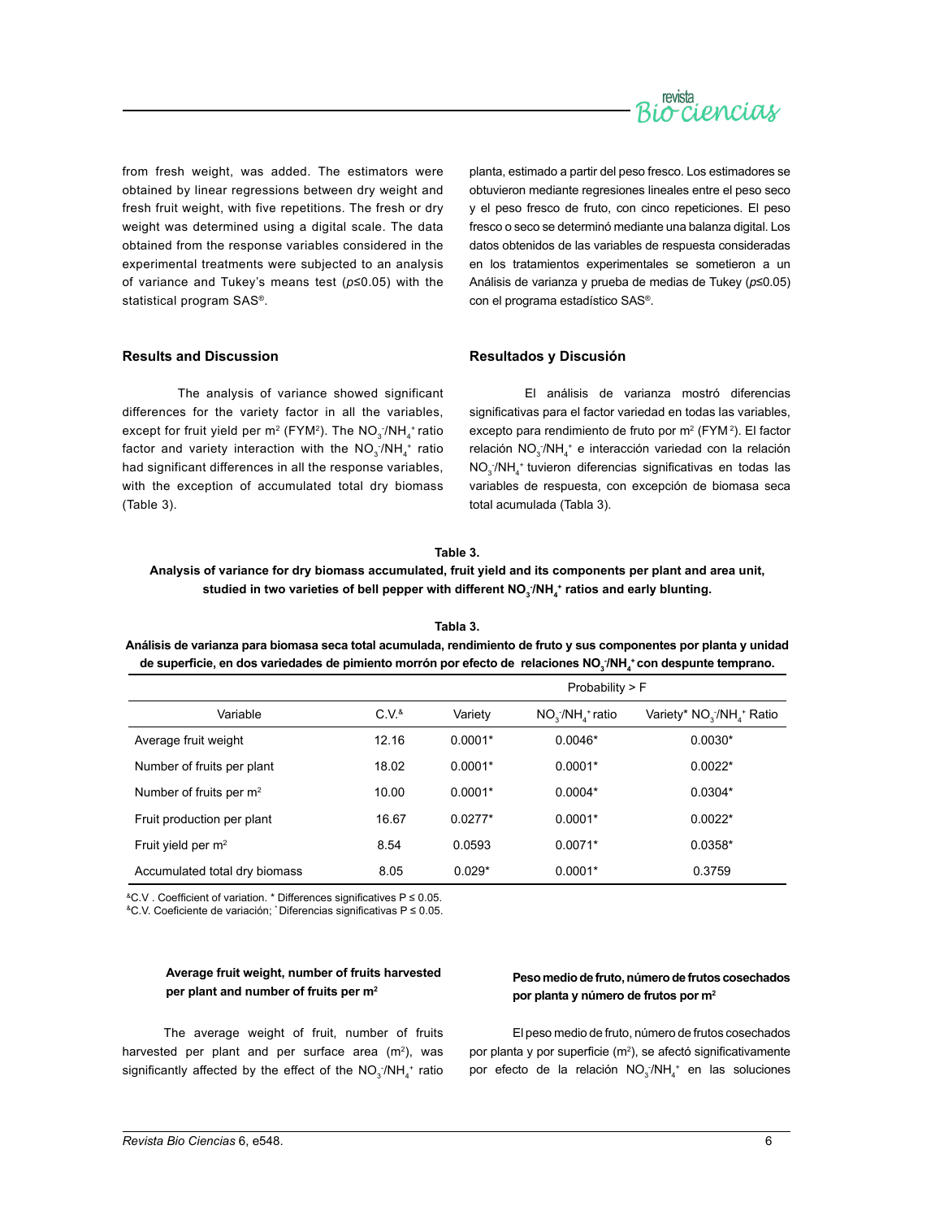from fresh weight, was added. The estimators were obtained by linear regressions between dry weight and fresh fruit weight, with five repetitions. The fresh or dry weight was determined using a digital scale. The data obtained from the response variables considered in the experimental treatments were subjected to an analysis of variance and Tukey's means test ($p$≤0.05) with the statistical program SAS®.

## Results and Discussion

The analysis of variance showed significant differences for the variety factor in all the variables, except for fruit yield per m² (FYM²). The $NO_3^-/NH_4^+$ ratio factor and variety interaction with the $NO_3^-/NH_4^+$ ratio had significant differences in all the response variables, with the exception of accumulated total dry biomass (Table 3).

**Table 3.**
**Analysis of variance for dry biomass accumulated, fruit yield and its components per plant and area unit, studied in two varieties of bell pepper with different $NO_3^-/NH_4^+$ ratios and early blunting.**

| Variable | C.V.[&] | Probability > F | | |
|---|---|---|---|---|
| | | Variety | $NO_3^-/NH_4^+$ ratio | Variety* $NO_3^-/NH_4^+$ Ratio |
| Average fruit weight | 12.16 | 0.0001* | 0.0046* | 0.0030* |
| Number of fruits per plant | 18.02 | 0.0001* | 0.0001* | 0.0022* |
| Number of fruits per m² | 10.00 | 0.0001* | 0.0004* | 0.0304* |
| Fruit production per plant | 16.67 | 0.0277* | 0.0001* | 0.0022* |
| Fruit yield per m² | 8.54 | 0.0593 | 0.0071* | 0.0358* |
| Accumulated total dry biomass | 8.05 | 0.029* | 0.0001* | 0.3759 |

[&]C.V . Coefficient of variation. * Differences significatives P ≤ 0.05.

## Average fruit weight, number of fruits harvested per plant and number of fruits per m²

The average weight of fruit, number of fruits harvested per plant and per surface area (m²), was significantly affected by the effect of the $NO_3^-/NH_4^+$ ratio

---

planta, estimado a partir del peso fresco. Los estimadores se obtuvieron mediante regresiones lineales entre el peso seco y el peso fresco de fruto, con cinco repeticiones. El peso fresco o seco se determinó mediante una balanza digital. Los datos obtenidos de las variables de respuesta consideradas en los tratamientos experimentales se sometieron a un Análisis de varianza y prueba de medias de Tukey ($p$≤0.05) con el programa estadístico SAS®.

## Resultados y Discusión

El análisis de varianza mostró diferencias significativas para el factor variedad en todas las variables, excepto para rendimiento de fruto por m² (FYM²). El factor relación $NO_3^-/NH_4^+$ e interacción variedad con la relación $NO_3^-/NH_4^+$ tuvieron diferencias significativas en todas las variables de respuesta, con excepción de biomasa seca total acumulada (Tabla 3).

**Tabla 3.**
**Análisis de varianza para biomasa seca total acumulada, rendimiento de fruto y sus componentes por planta y unidad de superficie, en dos variedades de pimiento morrón por efecto de relaciones $NO_3^-/NH_4^+$ con despunte temprano.**

[&]C.V. Coeficiente de variación; `Diferencias significativas P ≤ 0.05.

## Peso medio de fruto, número de frutos cosechados por planta y número de frutos por m²

El peso medio de fruto, número de frutos cosechados por planta y por superficie (m²), se afectó significativamente por efecto de la relación $NO_3^-/NH_4^+$ en las soluciones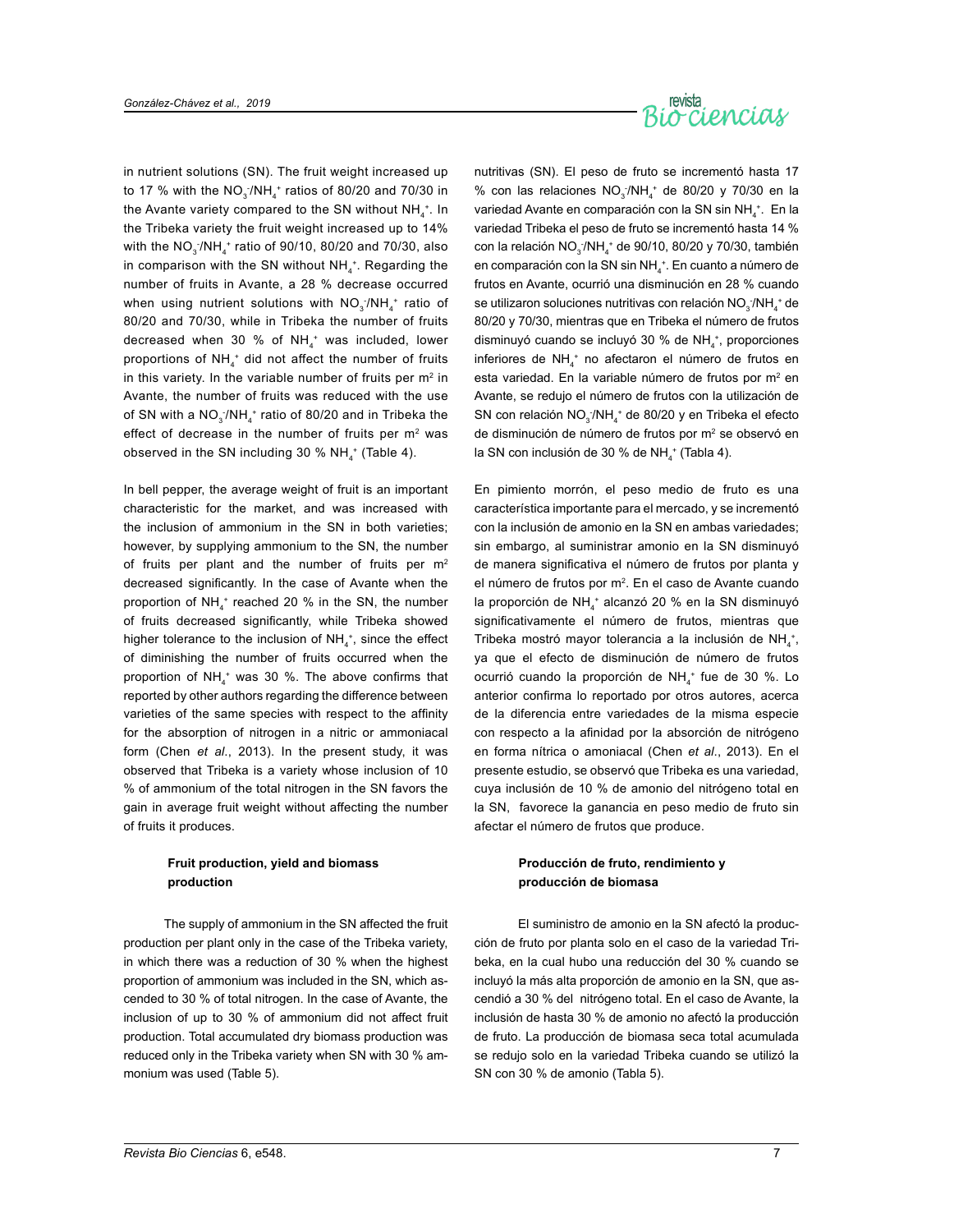in nutrient solutions (SN). The fruit weight increased up to 17 % with the $NO_3^-/NH_4^+$ ratios of 80/20 and 70/30 in the Avante variety compared to the SN without $NH_4^+$. In the Tribeka variety the fruit weight increased up to 14% with the $NO_3^-/NH_4^+$ ratio of 90/10, 80/20 and 70/30, also in comparison with the SN without $NH_4^+$. Regarding the number of fruits in Avante, a 28 % decrease occurred when using nutrient solutions with $NO_3^-/NH_4^+$ ratio of 80/20 and 70/30, while in Tribeka the number of fruits decreased when 30 % of $NH_4^+$ was included, lower proportions of $NH_4^+$ did not affect the number of fruits in this variety. In the variable number of fruits per $m^2$ in Avante, the number of fruits was reduced with the use of SN with a $NO_3^-/NH_4^+$ ratio of 80/20 and in Tribeka the effect of decrease in the number of fruits per $m^2$ was observed in the SN including 30 % $NH_4^+$ (Table 4).

In bell pepper, the average weight of fruit is an important characteristic for the market, and was increased with the inclusion of ammonium in the SN in both varieties; however, by supplying ammonium to the SN, the number of fruits per plant and the number of fruits per $m^2$ decreased significantly. In the case of Avante when the proportion of $NH_4^+$ reached 20 % in the SN, the number of fruits decreased significantly, while Tribeka showed higher tolerance to the inclusion of $NH_4^+$, since the effect of diminishing the number of fruits occurred when the proportion of $NH_4^+$ was 30 %. The above confirms that reported by other authors regarding the difference between varieties of the same species with respect to the affinity for the absorption of nitrogen in a nitric or ammoniacal form (Chen *et al*., 2013). In the present study, it was observed that Tribeka is a variety whose inclusion of 10 % of ammonium of the total nitrogen in the SN favors the gain in average fruit weight without affecting the number of fruits it produces.

### Fruit production, yield and biomass production

The supply of ammonium in the SN affected the fruit production per plant only in the case of the Tribeka variety, in which there was a reduction of 30 % when the highest proportion of ammonium was included in the SN, which ascended to 30 % of total nitrogen. In the case of Avante, the inclusion of up to 30 % of ammonium did not affect fruit production. Total accumulated dry biomass production was reduced only in the Tribeka variety when SN with 30 % ammonium was used (Table 5).

nutritivas (SN). El peso de fruto se incrementó hasta 17 % con las relaciones $NO_3^-/NH_4^+$ de 80/20 y 70/30 en la variedad Avante en comparación con la SN sin $NH_4^+$. En la variedad Tribeka el peso de fruto se incrementó hasta 14 % con la relación $NO_3^-/NH_4^+$ de 90/10, 80/20 y 70/30, también en comparación con la SN sin $NH_4^+$. En cuanto a número de frutos en Avante, ocurrió una disminución en 28 % cuando se utilizaron soluciones nutritivas con relación $NO_3^-/NH_4^+$ de 80/20 y 70/30, mientras que en Tribeka el número de frutos disminuyó cuando se incluyó 30 % de $NH_4^+$, proporciones inferiores de $NH_4^+$ no afectaron el número de frutos en esta variedad. En la variable número de frutos por $m^2$ en Avante, se redujo el número de frutos con la utilización de SN con relación $NO_3^-/NH_4^+$ de 80/20 y en Tribeka el efecto de disminución de número de frutos por $m^2$ se observó en la SN con inclusión de 30 % de $NH_4^+$ (Tabla 4).

En pimiento morrón, el peso medio de fruto es una característica importante para el mercado, y se incrementó con la inclusión de amonio en la SN en ambas variedades; sin embargo, al suministrar amonio en la SN disminuyó de manera significativa el número de frutos por planta y el número de frutos por $m^2$. En el caso de Avante cuando la proporción de $NH_4^+$ alcanzó 20 % en la SN disminuyó significativamente el número de frutos, mientras que Tribeka mostró mayor tolerancia a la inclusión de $NH_4^+$, ya que el efecto de disminución de número de frutos ocurrió cuando la proporción de $NH_4^+$ fue de 30 %. Lo anterior confirma lo reportado por otros autores, acerca de la diferencia entre variedades de la misma especie con respecto a la afinidad por la absorción de nitrógeno en forma nítrica o amoniacal (Chen *et al*., 2013). En el presente estudio, se observó que Tribeka es una variedad, cuya inclusión de 10 % de amonio del nitrógeno total en la SN, favorece la ganancia en peso medio de fruto sin afectar el número de frutos que produce.

### Producción de fruto, rendimiento y producción de biomasa

El suministro de amonio en la SN afectó la producción de fruto por planta solo en el caso de la variedad Tribeka, en la cual hubo una reducción del 30 % cuando se incluyó la más alta proporción de amonio en la SN, que ascendió a 30 % del nitrógeno total. En el caso de Avante, la inclusión de hasta 30 % de amonio no afectó la producción de fruto. La producción de biomasa seca total acumulada se redujo solo en la variedad Tribeka cuando se utilizó la SN con 30 % de amonio (Tabla 5).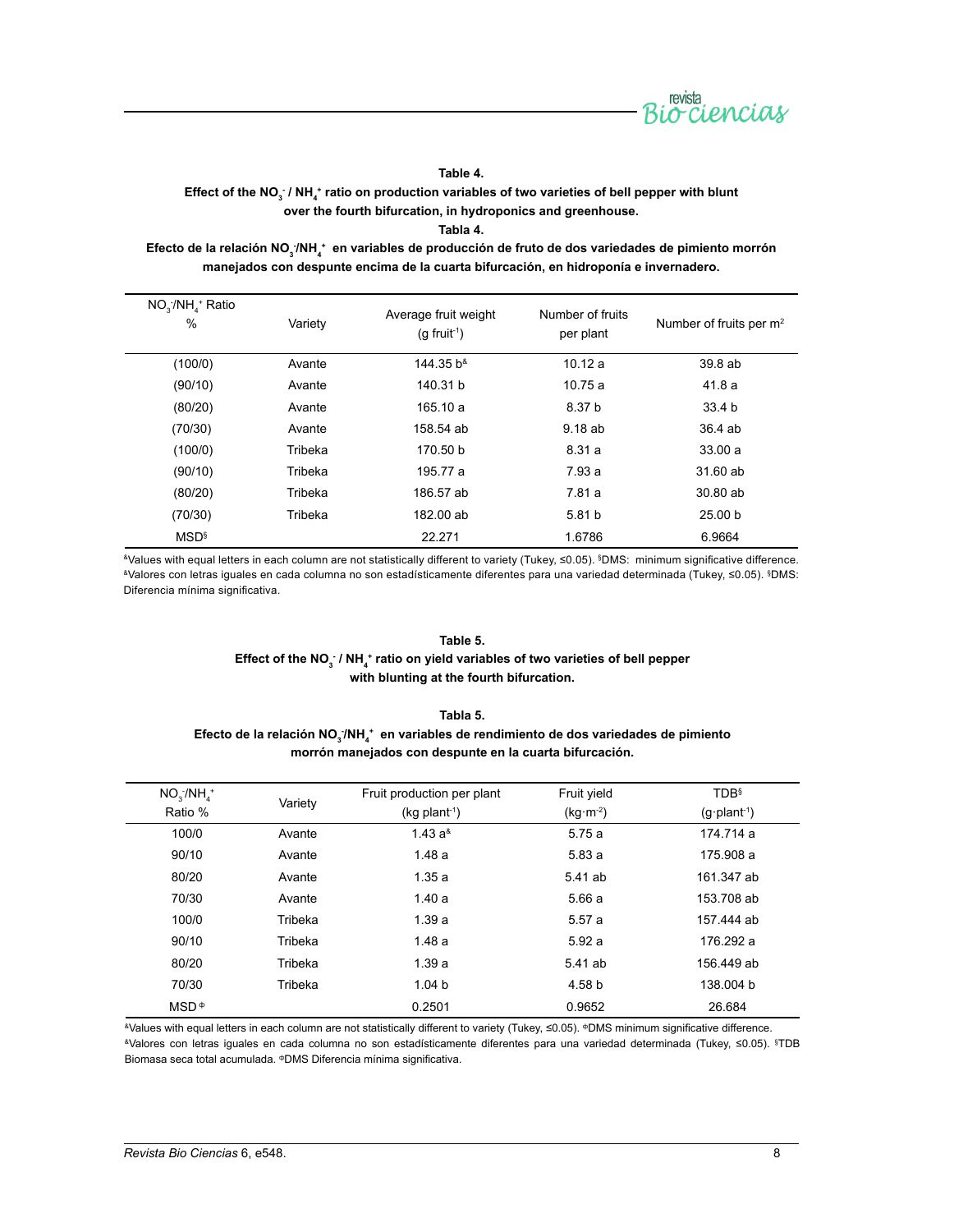**Table 4.**
**Effect of the $NO_3^-$ / $NH_4^+$ ratio on production variables of two varieties of bell pepper with blunt over the fourth bifurcation, in hydroponics and greenhouse.**
**Tabla 4.**
**Efecto de la relación $NO_3^-$/$NH_4^+$ en variables de producción de fruto de dos variedades de pimiento morrón manejados con despunte encima de la cuarta bifurcación, en hidroponía e invernadero.**

| $NO_3^-$/$NH_4^+$ Ratio % | Variety | Average fruit weight (g $fruit^{-1}$) | Number of fruits per plant | Number of fruits per $m^2$ |
|---|---|---|---|---|
| (100/0) | Avante | 144.35 b[&] | 10.12 a | 39.8 ab |
| (90/10) | Avante | 140.31 b | 10.75 a | 41.8 a |
| (80/20) | Avante | 165.10 a | 8.37 b | 33.4 b |
| (70/30) | Avante | 158.54 ab | 9.18 ab | 36.4 ab |
| (100/0) | Tribeka | 170.50 b | 8.31 a | 33.00 a |
| (90/10) | Tribeka | 195.77 a | 7.93 a | 31.60 ab |
| (80/20) | Tribeka | 186.57 ab | 7.81 a | 30.80 ab |
| (70/30) | Tribeka | 182.00 ab | 5.81 b | 25.00 b |
| MSD[§] | | 22.271 | 1.6786 | 6.9664 |

[&]Values with equal letters in each column are not statistically different to variety (Tukey, ≤0.05). [§]DMS: minimum significative difference.
[&]Valores con letras iguales en cada columna no son estadísticamente diferentes para una variedad determinada (Tukey, ≤0.05). [§]DMS: Diferencia mínima significativa.

**Table 5.**
**Effect of the $NO_3^-$ / $NH_4^+$ ratio on yield variables of two varieties of bell pepper with blunting at the fourth bifurcation.**

**Tabla 5.**
**Efecto de la relación $NO_3^-$/$NH_4^+$ en variables de rendimiento de dos variedades de pimiento morrón manejados con despunte en la cuarta bifurcación.**

| $NO_3^-$/$NH_4^+$ Ratio % | Variety | Fruit production per plant (kg $plant^{-1}$) | Fruit yield (kg·$m^{-2}$) | TDB[§] (g·$plant^{-1}$) |
|---|---|---|---|---|
| 100/0 | Avante | 1.43 a[&] | 5.75 a | 174.714 a |
| 90/10 | Avante | 1.48 a | 5.83 a | 175.908 a |
| 80/20 | Avante | 1.35 a | 5.41 ab | 161.347 ab |
| 70/30 | Avante | 1.40 a | 5.66 a | 153.708 ab |
| 100/0 | Tribeka | 1.39 a | 5.57 a | 157.444 ab |
| 90/10 | Tribeka | 1.48 a | 5.92 a | 176.292 a |
| 80/20 | Tribeka | 1.39 a | 5.41 ab | 156.449 ab |
| 70/30 | Tribeka | 1.04 b | 4.58 b | 138.004 b |
| MSD[Φ] | | 0.2501 | 0.9652 | 26.684 |

[&]Values with equal letters in each column are not statistically different to variety (Tukey, ≤0.05). [Φ]DMS minimum significative difference.
[&]Valores con letras iguales en cada columna no son estadísticamente diferentes para una variedad determinada (Tukey, ≤0.05). [§]TDB Biomasa seca total acumulada. [Φ]DMS Diferencia mínima significativa.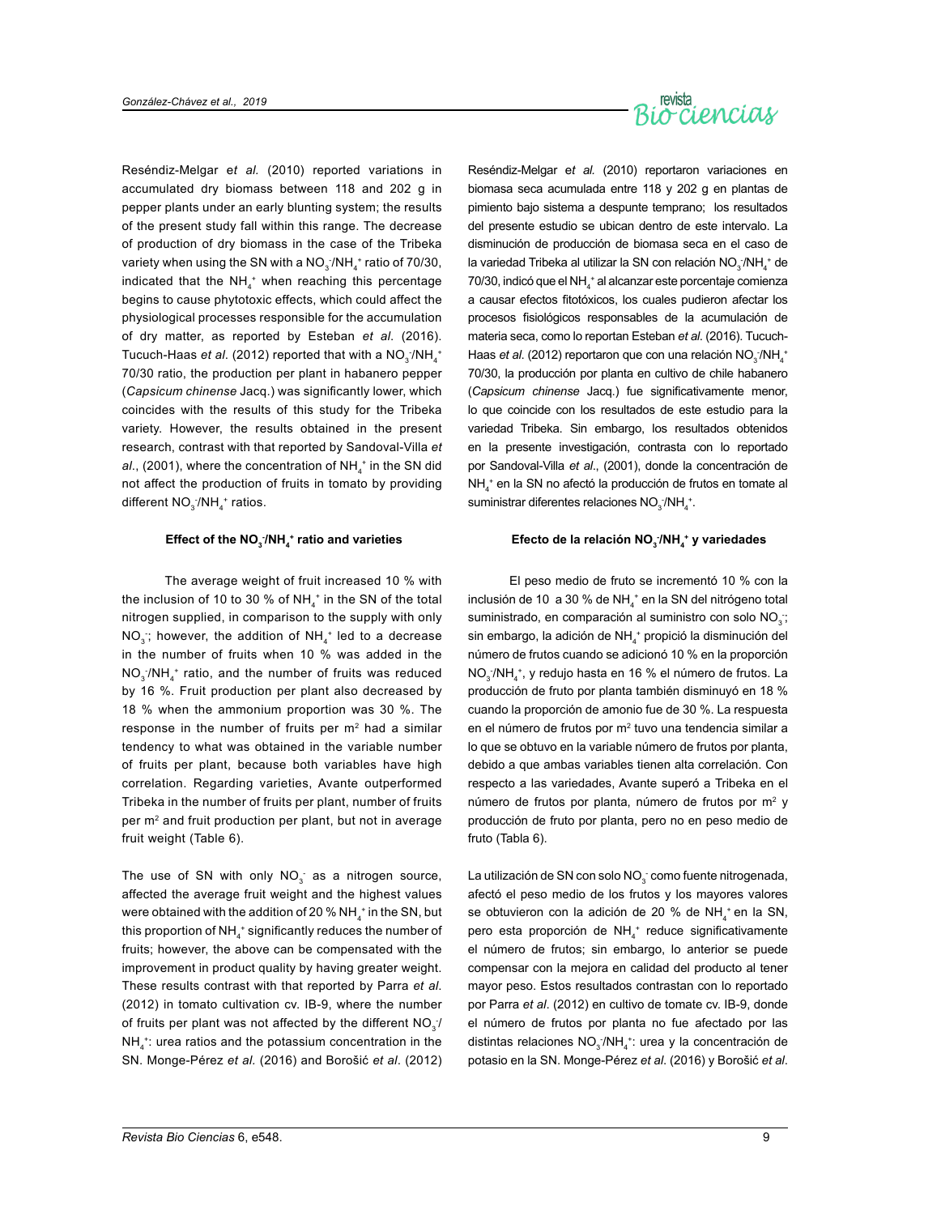Reséndiz-Melgar *et al.* (2010) reported variations in accumulated dry biomass between 118 and 202 g in pepper plants under an early blunting system; the results of the present study fall within this range. The decrease of production of dry biomass in the case of the Tribeka variety when using the SN with a $NO_3^-/NH_4^+$ ratio of 70/30, indicated that the $NH_4^+$ when reaching this percentage begins to cause phytotoxic effects, which could affect the physiological processes responsible for the accumulation of dry matter, as reported by Esteban *et al.* (2016). Tucuch-Haas *et al.* (2012) reported that with a $NO_3^-/NH_4^+$ 70/30 ratio, the production per plant in habanero pepper (*Capsicum chinense* Jacq.) was significantly lower, which coincides with the results of this study for the Tribeka variety. However, the results obtained in the present research, contrast with that reported by Sandoval-Villa *et al.*, (2001), where the concentration of $NH_4^+$ in the SN did not affect the production of fruits in tomato by providing different $NO_3^-/NH_4^+$ ratios.

#### Effect of the $NO_3^-/NH_4^+$ ratio and varieties

The average weight of fruit increased 10 % with the inclusion of 10 to 30 % of $NH_4^+$ in the SN of the total nitrogen supplied, in comparison to the supply with only $NO_3^-$; however, the addition of $NH_4^+$ led to a decrease in the number of fruits when 10 % was added in the $NO_3^-/NH_4^+$ ratio, and the number of fruits was reduced by 16 %. Fruit production per plant also decreased by 18 % when the ammonium proportion was 30 %. The response in the number of fruits per $m^2$ had a similar tendency to what was obtained in the variable number of fruits per plant, because both variables have high correlation. Regarding varieties, Avante outperformed Tribeka in the number of fruits per plant, number of fruits per $m^2$ and fruit production per plant, but not in average fruit weight (Table 6).

The use of SN with only $NO_3^-$ as a nitrogen source, affected the average fruit weight and the highest values were obtained with the addition of 20 % $NH_4^+$ in the SN, but this proportion of $NH_4^+$ significantly reduces the number of fruits; however, the above can be compensated with the improvement in product quality by having greater weight. These results contrast with that reported by Parra *et al.* (2012) in tomato cultivation cv. IB-9, where the number of fruits per plant was not affected by the different $NO_3^-/NH_4^+$: urea ratios and the potassium concentration in the SN. Monge-Pérez *et al.* (2016) and Borošić *et al.* (2012)

Reséndiz-Melgar *et al.* (2010) reportaron variaciones en biomasa seca acumulada entre 118 y 202 g en plantas de pimiento bajo sistema a despunte temprano; los resultados del presente estudio se ubican dentro de este intervalo. La disminución de producción de biomasa seca en el caso de la variedad Tribeka al utilizar la SN con relación $NO_3^-/NH_4^+$ de 70/30, indicó que el $NH_4^+$ al alcanzar este porcentaje comienza a causar efectos fitotóxicos, los cuales pudieron afectar los procesos fisiológicos responsables de la acumulación de materia seca, como lo reportan Esteban *et al.* (2016). Tucuch-Haas *et al.* (2012) reportaron que con una relación $NO_3^-/NH_4^+$ 70/30, la producción por planta en cultivo de chile habanero (*Capsicum chinense* Jacq.) fue significativamente menor, lo que coincide con los resultados de este estudio para la variedad Tribeka. Sin embargo, los resultados obtenidos en la presente investigación, contrasta con lo reportado por Sandoval-Villa *et al.*, (2001), donde la concentración de $NH_4^+$ en la SN no afectó la producción de frutos en tomate al suministrar diferentes relaciones $NO_3^-/NH_4^+$.

#### Efecto de la relación $NO_3^-/NH_4^+$ y variedades

El peso medio de fruto se incrementó 10 % con la inclusión de 10 a 30 % de $NH_4^+$ en la SN del nitrógeno total suministrado, en comparación al suministro con solo $NO_3^-$; sin embargo, la adición de $NH_4^+$ propició la disminución del número de frutos cuando se adicionó 10 % en la proporción $NO_3^-/NH_4^+$, y redujo hasta en 16 % el número de frutos. La producción de fruto por planta también disminuyó en 18 % cuando la proporción de amonio fue de 30 %. La respuesta en el número de frutos por $m^2$ tuvo una tendencia similar a lo que se obtuvo en la variable número de frutos por planta, debido a que ambas variables tienen alta correlación. Con respecto a las variedades, Avante superó a Tribeka en el número de frutos por planta, número de frutos por $m^2$ y producción de fruto por planta, pero no en peso medio de fruto (Tabla 6).

La utilización de SN con solo $NO_3^-$ como fuente nitrogenada, afectó el peso medio de los frutos y los mayores valores se obtuvieron con la adición de 20 % de $NH_4^+$ en la SN, pero esta proporción de $NH_4^+$ reduce significativamente el número de frutos; sin embargo, lo anterior se puede compensar con la mejora en calidad del producto al tener mayor peso. Estos resultados contrastan con lo reportado por Parra *et al.* (2012) en cultivo de tomate cv. IB-9, donde el número de frutos por planta no fue afectado por las distintas relaciones $NO_3^-/NH_4^+$: urea y la concentración de potasio en la SN. Monge-Pérez *et al.* (2016) y Borošić *et al.*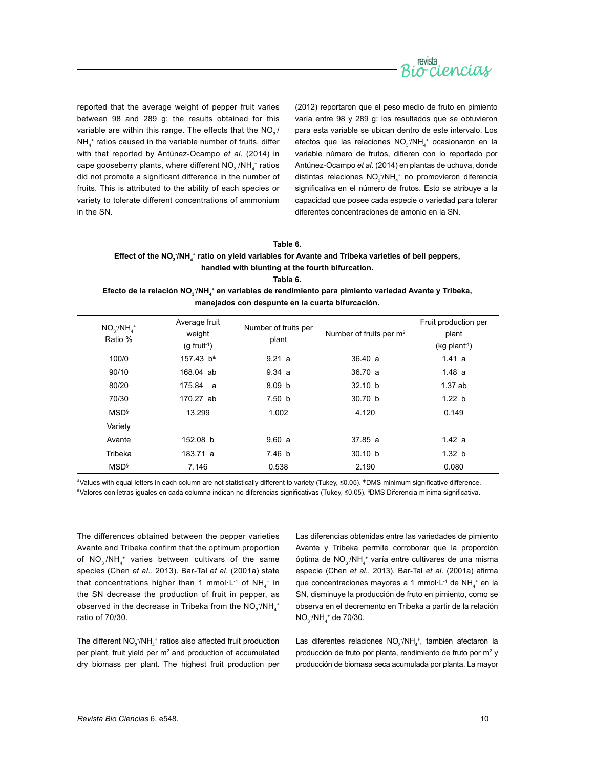reported that the average weight of pepper fruit varies between 98 and 289 g; the results obtained for this variable are within this range. The effects that the $NO_3^-/NH_4^+$ ratios caused in the variable number of fruits, differ with that reported by Antúnez-Ocampo *et al*. (2014) in cape gooseberry plants, where different $NO_3^-/NH_4^+$ ratios did not promote a significant difference in the number of fruits. This is attributed to the ability of each species or variety to tolerate different concentrations of ammonium in the SN.

(2012) reportaron que el peso medio de fruto en pimiento varía entre 98 y 289 g; los resultados que se obtuvieron para esta variable se ubican dentro de este intervalo. Los efectos que las relaciones $NO_3^-/NH_4^+$ ocasionaron en la variable número de frutos, difieren con lo reportado por Antúnez-Ocampo *et al*. (2014) en plantas de uchuva, donde distintas relaciones $NO_3^-/NH_4^+$ no promovieron diferencia significativa en el número de frutos. Esto se atribuye a la capacidad que posee cada especie o variedad para tolerar diferentes concentraciones de amonio en la SN.

**Table 6.**
**Effect of the $NO_3^-/NH_4^+$ ratio on yield variables for Avante and Tribeka varieties of bell peppers, handled with blunting at the fourth bifurcation.**

**Tabla 6.**
**Efecto de la relación $NO_3^-/NH_4^+$ en variables de rendimiento para pimiento variedad Avante y Tribeka, manejados con despunte en la cuarta bifurcación.**

| $NO_3^-/NH_4^+$ Ratio % | Average fruit weight (g fruit$^{-1}$) | Number of fruits per plant | Number of fruits per m$^2$ | Fruit production per plant (kg plant$^{-1}$) |
|---|---|---|---|---|
| 100/0 | 157.43 b[&] | 9.21 a | 36.40 a | 1.41 a |
| 90/10 | 168.04 ab | 9.34 a | 36.70 a | 1.48 a |
| 80/20 | 175.84 a | 8.09 b | 32.10 b | 1.37 ab |
| 70/30 | 170.27 ab | 7.50 b | 30.70 b | 1.22 b |
| MSD[§] | 13.299 | 1.002 | 4.120 | 0.149 |
| Variety | | | | |
| Avante | 152.08 b | 9.60 a | 37.85 a | 1.42 a |
| Tribeka | 183.71 a | 7.46 b | 30.10 b | 1.32 b |
| MSD[§] | 7.146 | 0.538 | 2.190 | 0.080 |

[&]Values with equal letters in each column are not statistically different to variety (Tukey, ≤0.05). [‡]DMS minimum significative difference.
[&]Valores con letras iguales en cada columna indican no diferencias significativas (Tukey, ≤0.05). [§]DMS Diferencia mínima significativa.

The differences obtained between the pepper varieties Avante and Tribeka confirm that the optimum proportion of $NO_3^-/NH_4^+$ varies between cultivars of the same species (Chen *et al*., 2013). Bar-Tal *et al*. (2001a) state that concentrations higher than 1 mmol·L$^{-1}$ of $NH_4^+$ in the SN decrease the production of fruit in pepper, as observed in the decrease in Tribeka from the $NO_3^-/NH_4^+$ ratio of 70/30.

Las diferencias obtenidas entre las variedades de pimiento Avante y Tribeka permite corroborar que la proporción óptima de $NO_3^-/NH_4^+$ varía entre cultivares de una misma especie (Chen *et al*., 2013). Bar-Tal *et al*. (2001a) afirma que concentraciones mayores a 1 mmol·L$^{-1}$ de $NH_4^+$ en la SN, disminuye la producción de fruto en pimiento, como se observa en el decremento en Tribeka a partir de la relación $NO_3^-/NH_4^+$ de 70/30.

The different $NO_3^-/NH_4^+$ ratios also affected fruit production per plant, fruit yield per m$^2$ and production of accumulated dry biomass per plant. The highest fruit production per

Las diferentes relaciones $NO_3^-/NH_4^+$, también afectaron la producción de fruto por planta, rendimiento de fruto por m$^2$ y producción de biomasa seca acumulada por planta. La mayor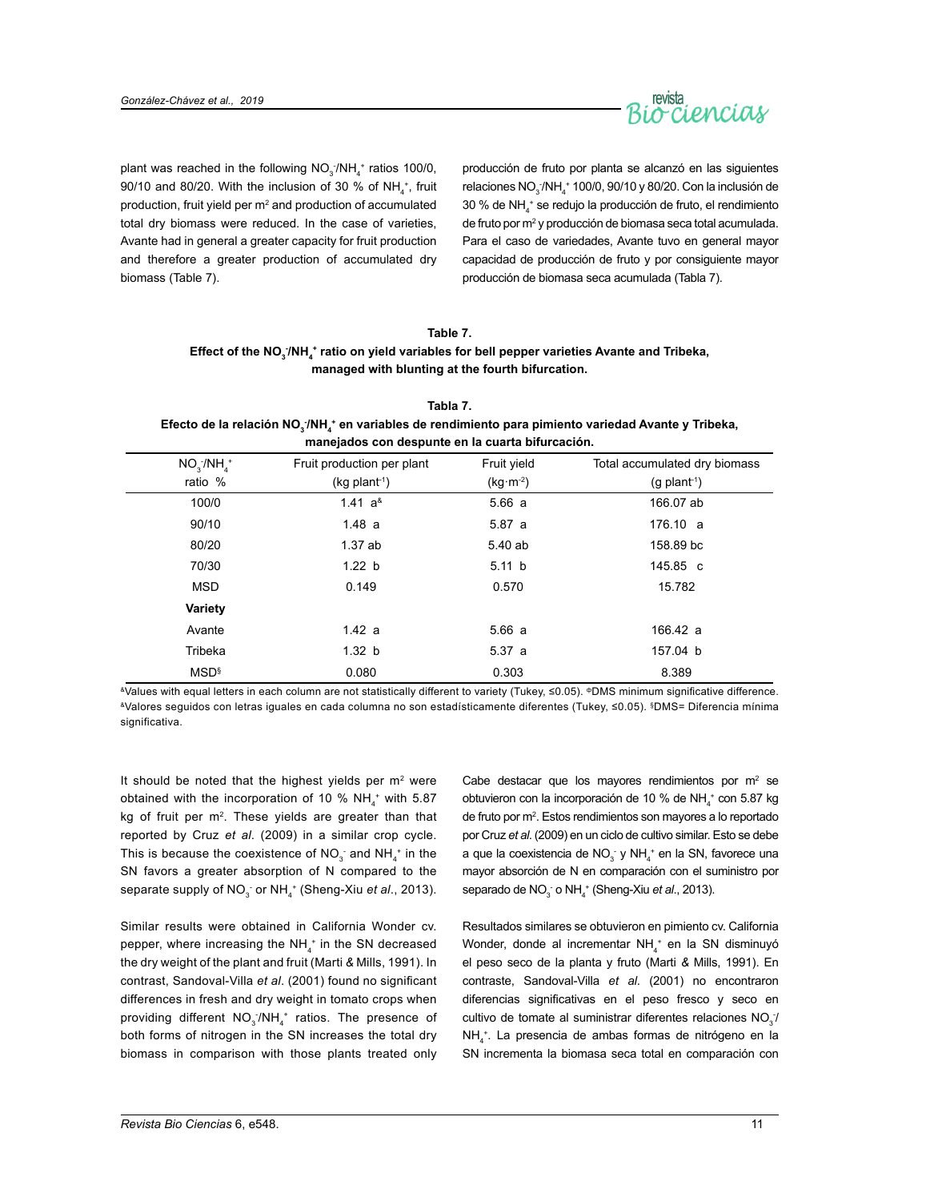plant was reached in the following $NO_3^-/NH_4^+$ ratios 100/0, 90/10 and 80/20. With the inclusion of 30 % of $NH_4^+$, fruit production, fruit yield per $m^2$ and production of accumulated total dry biomass were reduced. In the case of varieties, Avante had in general a greater capacity for fruit production and therefore a greater production of accumulated dry biomass (Table 7).

producción de fruto por planta se alcanzó en las siguientes relaciones $NO_3^-/NH_4^+$ 100/0, 90/10 y 80/20. Con la inclusión de 30 % de $NH_4^+$ se redujo la producción de fruto, el rendimiento de fruto por $m^2$ y producción de biomasa seca total acumulada. Para el caso de variedades, Avante tuvo en general mayor capacidad de producción de fruto y por consiguiente mayor producción de biomasa seca acumulada (Tabla 7).

**Table 7.**
**Effect of the $NO_3^-/NH_4^+$ ratio on yield variables for bell pepper varieties Avante and Tribeka, managed with blunting at the fourth bifurcation.**

**Tabla 7.**
**Efecto de la relación $NO_3^-/NH_4^+$ en variables de rendimiento para pimiento variedad Avante y Tribeka, manejados con despunte en la cuarta bifurcación.**

| $NO_3^-/NH_4^+$ ratio % | Fruit production per plant (kg plant$^{-1}$) | Fruit yield (kg·m$^{-2}$) | Total accumulated dry biomass (g plant$^{-1}$) |
|---|---|---|---|
| 100/0 | 1.41 a[&] | 5.66 a | 166.07 ab |
| 90/10 | 1.48 a | 5.87 a | 176.10 a |
| 80/20 | 1.37 ab | 5.40 ab | 158.89 bc |
| 70/30 | 1.22 b | 5.11 b | 145.85 c |
| MSD | 0.149 | 0.570 | 15.782 |
| **Variety** | | | |
| Avante | 1.42 a | 5.66 a | 166.42 a |
| Tribeka | 1.32 b | 5.37 a | 157.04 b |
| MSD[§] | 0.080 | 0.303 | 8.389 |

[&]Values with equal letters in each column are not statistically different to variety (Tukey, ≤0.05). [Φ]DMS minimum significative difference. [&]Valores seguidos con letras iguales en cada columna no son estadísticamente diferentes (Tukey, ≤0.05). [§]DMS= Diferencia mínima significativa.

It should be noted that the highest yields per $m^2$ were obtained with the incorporation of 10 % $NH_4^+$ with 5.87 kg of fruit per $m^2$. These yields are greater than that reported by Cruz *et al*. (2009) in a similar crop cycle. This is because the coexistence of $NO_3^-$ and $NH_4^+$ in the SN favors a greater absorption of N compared to the separate supply of $NO_3^-$ or $NH_4^+$ (Sheng-Xiu *et al*., 2013).

Similar results were obtained in California Wonder cv. pepper, where increasing the $NH_4^+$ in the SN decreased the dry weight of the plant and fruit (Marti & Mills, 1991). In contrast, Sandoval-Villa *et al*. (2001) found no significant differences in fresh and dry weight in tomato crops when providing different $NO_3^-/NH_4^+$ ratios. The presence of both forms of nitrogen in the SN increases the total dry biomass in comparison with those plants treated only

Cabe destacar que los mayores rendimientos por $m^2$ se obtuvieron con la incorporación de 10 % de $NH_4^+$ con 5.87 kg de fruto por $m^2$. Estos rendimientos son mayores a lo reportado por Cruz *et al*. (2009) en un ciclo de cultivo similar. Esto se debe a que la coexistencia de $NO_3^-$ y $NH_4^+$ en la SN, favorece una mayor absorción de N en comparación con el suministro por separado de $NO_3^-$ o $NH_4^+$ (Sheng-Xiu *et al*., 2013).

Resultados similares se obtuvieron en pimiento cv. California Wonder, donde al incrementar $NH_4^+$ en la SN disminuyó el peso seco de la planta y fruto (Marti & Mills, 1991). En contraste, Sandoval-Villa *et al*. (2001) no encontraron diferencias significativas en el peso fresco y seco en cultivo de tomate al suministrar diferentes relaciones $NO_3^-/NH_4^+$. La presencia de ambas formas de nitrógeno en la SN incrementa la biomasa seca total en comparación con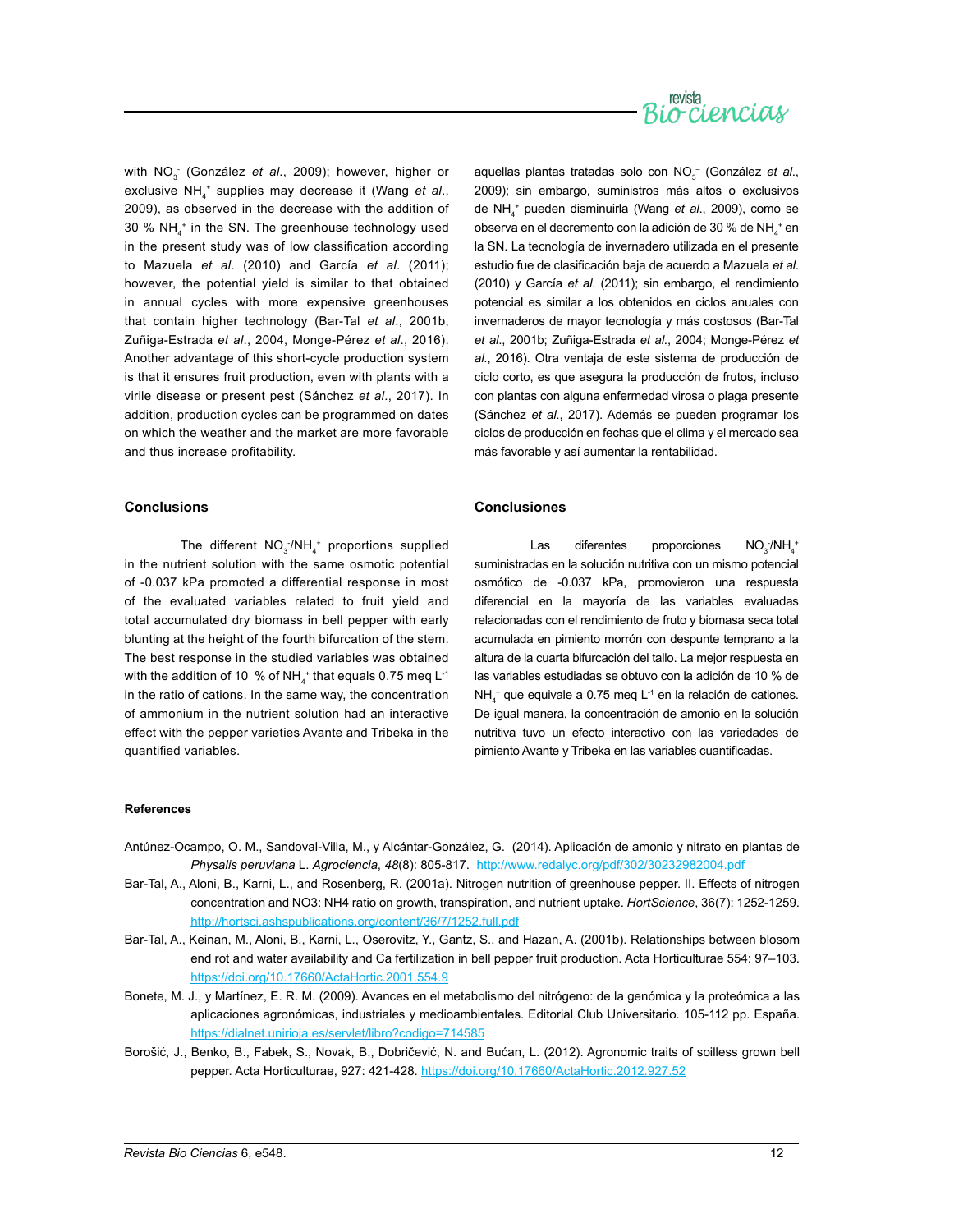with $NO_3^-$ (González *et al*., 2009); however, higher or exclusive $NH_4^+$ supplies may decrease it (Wang *et al*., 2009), as observed in the decrease with the addition of 30 % $NH_4^+$ in the SN. The greenhouse technology used in the present study was of low classification according to Mazuela *et al*. (2010) and García *et al*. (2011); however, the potential yield is similar to that obtained in annual cycles with more expensive greenhouses that contain higher technology (Bar-Tal *et al*., 2001b, Zuñiga-Estrada *et al*., 2004, Monge-Pérez *et al*., 2016). Another advantage of this short-cycle production system is that it ensures fruit production, even with plants with a virile disease or present pest (Sánchez *et al*., 2017). In addition, production cycles can be programmed on dates on which the weather and the market are more favorable and thus increase profitability.

aquellas plantas tratadas solo con $NO_3^-$ (González *et al*., 2009); sin embargo, suministros más altos o exclusivos de $NH_4^+$ pueden disminuirla (Wang *et al*., 2009), como se observa en el decremento con la adición de 30 % de $NH_4^+$ en la SN. La tecnología de invernadero utilizada en el presente estudio fue de clasificación baja de acuerdo a Mazuela *et al*. (2010) y García *et al*. (2011); sin embargo, el rendimiento potencial es similar a los obtenidos en ciclos anuales con invernaderos de mayor tecnología y más costosos (Bar-Tal *et al*., 2001b; Zuñiga-Estrada *et al*., 2004; Monge-Pérez *et al*., 2016). Otra ventaja de este sistema de producción de ciclo corto, es que asegura la producción de frutos, incluso con plantas con alguna enfermedad virosa o plaga presente (Sánchez *et al*., 2017). Además se pueden programar los ciclos de producción en fechas que el clima y el mercado sea más favorable y así aumentar la rentabilidad.

## Conclusions

The different $NO_3^-/NH_4^+$ proportions supplied in the nutrient solution with the same osmotic potential of -0.037 kPa promoted a differential response in most of the evaluated variables related to fruit yield and total accumulated dry biomass in bell pepper with early blunting at the height of the fourth bifurcation of the stem. The best response in the studied variables was obtained with the addition of 10 % of $NH_4^+$ that equals 0.75 meq $L^{-1}$ in the ratio of cations. In the same way, the concentration of ammonium in the nutrient solution had an interactive effect with the pepper varieties Avante and Tribeka in the quantified variables.

## Conclusiones

Las diferentes proporciones $NO_3^-/NH_4^+$ suministradas en la solución nutritiva con un mismo potencial osmótico de -0.037 kPa, promovieron una respuesta diferencial en la mayoría de las variables evaluadas relacionadas con el rendimiento de fruto y biomasa seca total acumulada en pimiento morrón con despunte temprano a la altura de la cuarta bifurcación del tallo. La mejor respuesta en las variables estudiadas se obtuvo con la adición de 10 % de $NH_4^+$ que equivale a 0.75 meq $L^{-1}$ en la relación de cationes. De igual manera, la concentración de amonio en la solución nutritiva tuvo un efecto interactivo con las variedades de pimiento Avante y Tribeka en las variables cuantificadas.

### References

Antúnez-Ocampo, O. M., Sandoval-Villa, M., y Alcántar-González, G. (2014). Aplicación de amonio y nitrato en plantas de *Physalis peruviana* L. *Agrociencia*, *48*(8): 805-817. http://www.redalyc.org/pdf/302/30232982004.pdf

Bar-Tal, A., Aloni, B., Karni, L., and Rosenberg, R. (2001a). Nitrogen nutrition of greenhouse pepper. II. Effects of nitrogen concentration and NO3: NH4 ratio on growth, transpiration, and nutrient uptake. *HortScience*, 36(7): 1252-1259. http://hortsci.ashspublications.org/content/36/7/1252.full.pdf

Bar-Tal, A., Keinan, M., Aloni, B., Karni, L., Oserovitz, Y., Gantz, S., and Hazan, A. (2001b). Relationships between blosom end rot and water availability and Ca fertilization in bell pepper fruit production. Acta Horticulturae 554: 97–103. https://doi.org/10.17660/ActaHortic.2001.554.9

Bonete, M. J., y Martínez, E. R. M. (2009). Avances en el metabolismo del nitrógeno: de la genómica y la proteómica a las aplicaciones agronómicas, industriales y medioambientales. Editorial Club Universitario. 105-112 pp. España. https://dialnet.unirioja.es/servlet/libro?codigo=714585

Borošić, J., Benko, B., Fabek, S., Novak, B., Dobričević, N. and Bućan, L. (2012). Agronomic traits of soilless grown bell pepper. Acta Horticulturae, 927: 421-428. https://doi.org/10.17660/ActaHortic.2012.927.52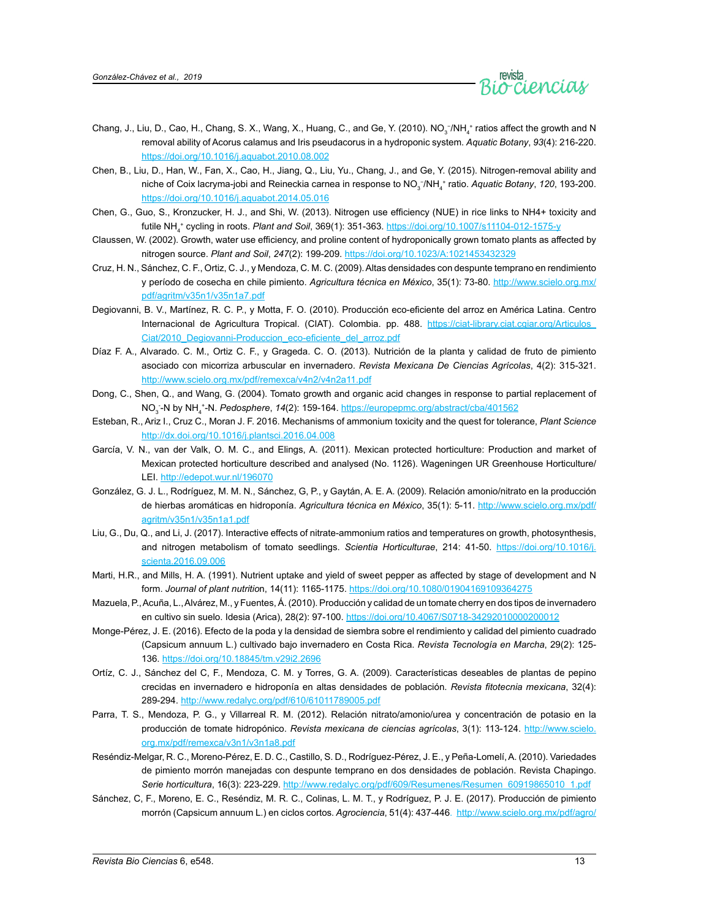Chang, J., Liu, D., Cao, H., Chang, S. X., Wang, X., Huang, C., and Ge, Y. (2010). $NO_3^-/NH_4^+$ ratios affect the growth and N removal ability of Acorus calamus and Iris pseudacorus in a hydroponic system. *Aquatic Botany*, *93*(4): 216-220. https://doi.org/10.1016/j.aquabot.2010.08.002

Chen, B., Liu, D., Han, W., Fan, X., Cao, H., Jiang, Q., Liu, Yu., Chang, J., and Ge, Y. (2015). Nitrogen-removal ability and niche of Coix lacryma-jobi and Reineckia carnea in response to $NO_3^-/NH_4^+$ ratio. *Aquatic Botany*, *120*, 193-200. https://doi.org/10.1016/j.aquabot.2014.05.016

Chen, G., Guo, S., Kronzucker, H. J., and Shi, W. (2013). Nitrogen use efficiency (NUE) in rice links to NH4+ toxicity and futile $NH_4^+$ cycling in roots. *Plant and Soil*, 369(1): 351-363. https://doi.org/10.1007/s11104-012-1575-y

Claussen, W. (2002). Growth, water use efficiency, and proline content of hydroponically grown tomato plants as affected by nitrogen source. *Plant and Soil*, *247*(2): 199-209. https://doi.org/10.1023/A:1021453432329

Cruz, H. N., Sánchez, C. F., Ortiz, C. J., y Mendoza, C. M. C. (2009). Altas densidades con despunte temprano en rendimiento y período de cosecha en chile pimiento. *Agricultura técnica en México*, 35(1): 73-80. http://www.scielo.org.mx/pdf/agritm/v35n1/v35n1a7.pdf

Degiovanni, B. V., Martínez, R. C. P., y Motta, F. O. (2010). Producción eco-eficiente del arroz en América Latina. Centro Internacional de Agricultura Tropical. (CIAT). Colombia. pp. 488. https://ciat-library.ciat.cgiar.org/Articulos_Ciat/2010_Degiovanni-Produccion_eco-eficiente_del_arroz.pdf

Díaz F. A., Alvarado. C. M., Ortiz C. F., y Grageda. C. O. (2013). Nutrición de la planta y calidad de fruto de pimiento asociado con micorriza arbuscular en invernadero. *Revista Mexicana De Ciencias Agrícolas*, 4(2): 315-321. http://www.scielo.org.mx/pdf/remexca/v4n2/v4n2a11.pdf

Dong, C., Shen, Q., and Wang, G. (2004). Tomato growth and organic acid changes in response to partial replacement of $NO_3^-$-N by $NH_4^+$-N. *Pedosphere*, *14*(2): 159-164. https://europepmc.org/abstract/cba/401562

Esteban, R., Ariz I., Cruz C., Moran J. F. 2016. Mechanisms of ammonium toxicity and the quest for tolerance, *Plant Science* http://dx.doi.org/10.1016/j.plantsci.2016.04.008

García, V. N., van der Valk, O. M. C., and Elings, A. (2011). Mexican protected horticulture: Production and market of Mexican protected horticulture described and analysed (No. 1126). Wageningen UR Greenhouse Horticulture/LEI. http://edepot.wur.nl/196070

González, G. J. L., Rodríguez, M. M. N., Sánchez, G, P., y Gaytán, A. E. A. (2009). Relación amonio/nitrato en la producción de hierbas aromáticas en hidroponía. *Agricultura técnica en México*, 35(1): 5-11. http://www.scielo.org.mx/pdf/agritm/v35n1/v35n1a1.pdf

Liu, G., Du, Q., and Li, J. (2017). Interactive effects of nitrate-ammonium ratios and temperatures on growth, photosynthesis, and nitrogen metabolism of tomato seedlings. *Scientia Horticulturae*, 214: 41-50. https://doi.org/10.1016/j.scienta.2016.09.006

Marti, H.R., and Mills, H. A. (1991). Nutrient uptake and yield of sweet pepper as affected by stage of development and N form. *Journal of plant nutrition*, 14(11): 1165-1175. https://doi.org/10.1080/01904169109364275

Mazuela, P., Acuña, L., Alvárez, M., y Fuentes, Á. (2010). Producción y calidad de un tomate cherry en dos tipos de invernadero en cultivo sin suelo. Idesia (Arica), 28(2): 97-100. https://doi.org/10.4067/S0718-34292010000200012

Monge-Pérez, J. E. (2016). Efecto de la poda y la densidad de siembra sobre el rendimiento y calidad del pimiento cuadrado (Capsicum annuum L.) cultivado bajo invernadero en Costa Rica. *Revista Tecnología en Marcha*, 29(2): 125-136. https://doi.org/10.18845/tm.v29i2.2696

Ortíz, C. J., Sánchez del C, F., Mendoza, C. M. y Torres, G. A. (2009). Características deseables de plantas de pepino crecidas en invernadero e hidroponía en altas densidades de población. *Revista fitotecnia mexicana*, 32(4): 289-294. http://www.redalyc.org/pdf/610/61011789005.pdf

Parra, T. S., Mendoza, P. G., y Villarreal R. M. (2012). Relación nitrato/amonio/urea y concentración de potasio en la producción de tomate hidropónico. *Revista mexicana de ciencias agrícolas*, 3(1): 113-124. http://www.scielo.org.mx/pdf/remexca/v3n1/v3n1a8.pdf

Reséndiz-Melgar, R. C., Moreno-Pérez, E. D. C., Castillo, S. D., Rodríguez-Pérez, J. E., y Peña-Lomelí, A. (2010). Variedades de pimiento morrón manejadas con despunte temprano en dos densidades de población. Revista Chapingo. *Serie horticultura*, 16(3): 223-229. http://www.redalyc.org/pdf/609/Resumenes/Resumen_60919865010_1.pdf

Sánchez, C, F., Moreno, E. C., Reséndiz, M. R. C., Colinas, L. M. T., y Rodríguez, P. J. E. (2017). Producción de pimiento morrón (Capsicum annuum L.) en ciclos cortos. *Agrociencia*, 51(4): 437-446. http://www.scielo.org.mx/pdf/agro/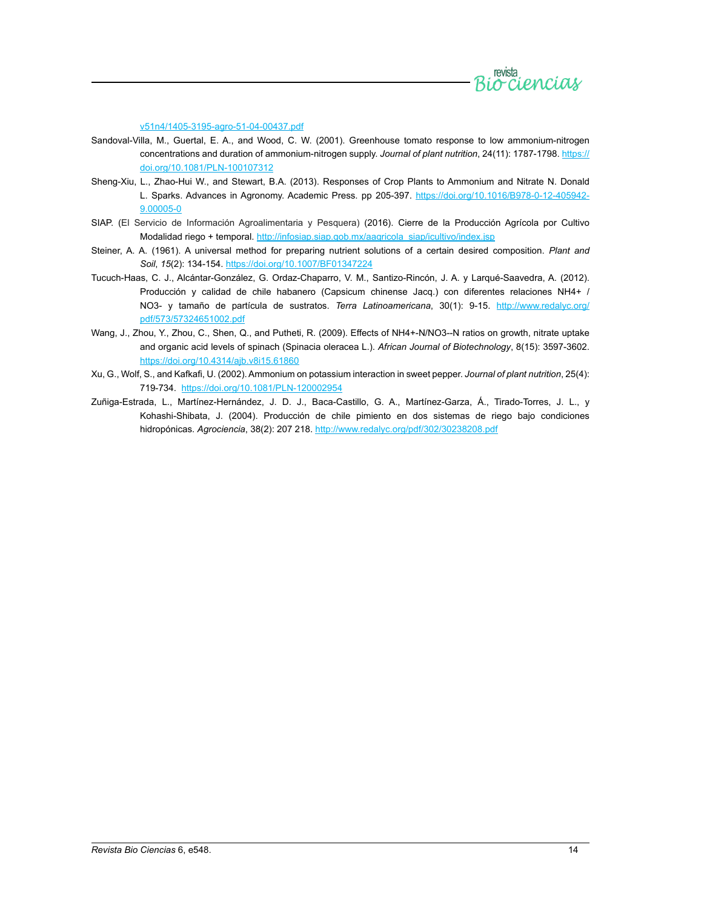v51n4/1405-3195-agro-51-04-00437.pdf

Sandoval-Villa, M., Guertal, E. A., and Wood, C. W. (2001). Greenhouse tomato response to low ammonium-nitrogen concentrations and duration of ammonium-nitrogen supply. *Journal of plant nutrition*, 24(11): 1787-1798. https://doi.org/10.1081/PLN-100107312

Sheng-Xiu, L., Zhao-Hui W., and Stewart, B.A. (2013). Responses of Crop Plants to Ammonium and Nitrate N. Donald L. Sparks. Advances in Agronomy. Academic Press. pp 205-397. https://doi.org/10.1016/B978-0-12-405942-9.00005-0

SIAP. (El Servicio de Información Agroalimentaria y Pesquera) (2016). Cierre de la Producción Agrícola por Cultivo Modalidad riego + temporal. http://infosiap.siap.gob.mx/aagricola_siap/icultivo/index.jsp

Steiner, A. A. (1961). A universal method for preparing nutrient solutions of a certain desired composition. *Plant and Soil*, *15*(2): 134-154. https://doi.org/10.1007/BF01347224

Tucuch-Haas, C. J., Alcántar-González, G. Ordaz-Chaparro, V. M., Santizo-Rincón, J. A. y Larqué-Saavedra, A. (2012). Producción y calidad de chile habanero (Capsicum chinense Jacq.) con diferentes relaciones $NH_4^+$ / $NO_3^-$ y tamaño de partícula de sustratos. *Terra Latinoamericana*, 30(1): 9-15. http://www.redalyc.org/pdf/573/57324651002.pdf

Wang, J., Zhou, Y., Zhou, C., Shen, Q., and Putheti, R. (2009). Effects of $NH_4^+$-N/$NO_3^-$-N ratios on growth, nitrate uptake and organic acid levels of spinach (Spinacia oleracea L.). *African Journal of Biotechnology*, 8(15): 3597-3602. https://doi.org/10.4314/ajb.v8i15.61860

Xu, G., Wolf, S., and Kafkafi, U. (2002). Ammonium on potassium interaction in sweet pepper. *Journal of plant nutrition*, 25(4): 719-734. https://doi.org/10.1081/PLN-120002954

Zuñiga-Estrada, L., Martínez-Hernández, J. D. J., Baca-Castillo, G. A., Martínez-Garza, Á., Tirado-Torres, J. L., y Kohashi-Shibata, J. (2004). Producción de chile pimiento en dos sistemas de riego bajo condiciones hidropónicas. *Agrociencia*, 38(2): 207 218. http://www.redalyc.org/pdf/302/30238208.pdf